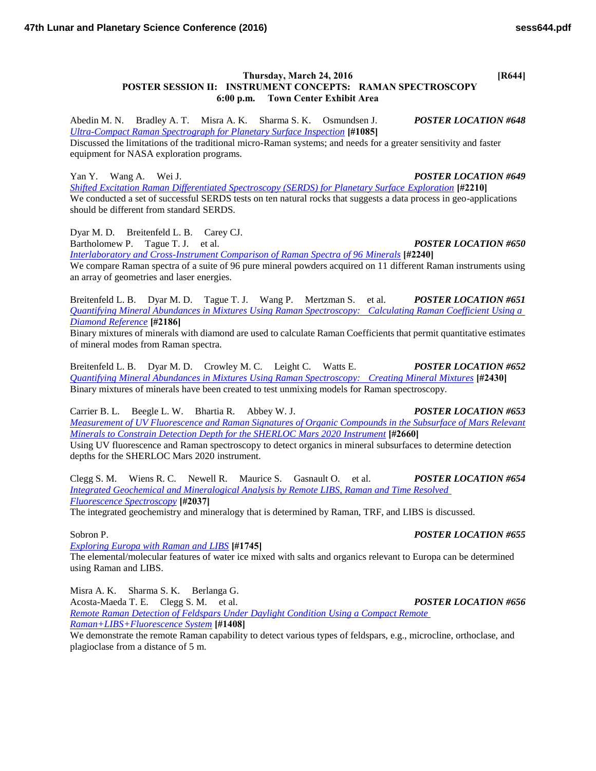**Thursday, March 24, 2016** **[R644]**

## POSTER SESSION II: INSTRUMENT CONCEPTS: RAMAN SPECTROSCOPY
**6:00 p.m. Town Center Exhibit Area**

Abedin M. N. Bradley A. T. Misra A. K. Sharma S. K. Osmundsen J. ***POSTER LOCATION #648***
*Ultra-Compact Raman Spectrograph for Planetary Surface Inspection* **[#1085]**
Discussed the limitations of the traditional micro-Raman systems; and needs for a greater sensitivity and faster equipment for NASA exploration programs.

Yan Y. Wang A. Wei J. ***POSTER LOCATION #649***
*Shifted Excitation Raman Differentiated Spectroscopy (SERDS) for Planetary Surface Exploration* **[#2210]**
We conducted a set of successful SERDS tests on ten natural rocks that suggests a data process in geo-applications should be different from standard SERDS.

Dyar M. D. Breitenfeld L. B. Carey CJ.
Bartholomew P. Tague T. J. et al. ***POSTER LOCATION #650***
*Interlaboratory and Cross-Instrument Comparison of Raman Spectra of 96 Minerals* **[#2240]**
We compare Raman spectra of a suite of 96 pure mineral powders acquired on 11 different Raman instruments using an array of geometries and laser energies.

Breitenfeld L. B. Dyar M. D. Tague T. J. Wang P. Mertzman S. et al. ***POSTER LOCATION #651***
*Quantifying Mineral Abundances in Mixtures Using Raman Spectroscopy: Calculating Raman Coefficient Using a Diamond Reference* **[#2186]**
Binary mixtures of minerals with diamond are used to calculate Raman Coefficients that permit quantitative estimates of mineral modes from Raman spectra.

Breitenfeld L. B. Dyar M. D. Crowley M. C. Leight C. Watts E. ***POSTER LOCATION #652***
*Quantifying Mineral Abundances in Mixtures Using Raman Spectroscopy: Creating Mineral Mixtures* **[#2430]**
Binary mixtures of minerals have been created to test unmixing models for Raman spectroscopy.

Carrier B. L. Beegle L. W. Bhartia R. Abbey W. J. ***POSTER LOCATION #653***
*Measurement of UV Fluorescence and Raman Signatures of Organic Compounds in the Subsurface of Mars Relevant Minerals to Constrain Detection Depth for the SHERLOC Mars 2020 Instrument* **[#2660]**
Using UV fluorescence and Raman spectroscopy to detect organics in mineral subsurfaces to determine detection depths for the SHERLOC Mars 2020 instrument.

Clegg S. M. Wiens R. C. Newell R. Maurice S. Gasnault O. et al. ***POSTER LOCATION #654***
*Integrated Geochemical and Mineralogical Analysis by Remote LIBS, Raman and Time Resolved Fluorescence Spectroscopy* **[#2037]**
The integrated geochemistry and mineralogy that is determined by Raman, TRF, and LIBS is discussed.

Sobron P. ***POSTER LOCATION #655***
*Exploring Europa with Raman and LIBS* **[#1745]**
The elemental/molecular features of water ice mixed with salts and organics relevant to Europa can be determined using Raman and LIBS.

Misra A. K. Sharma S. K. Berlanga G.
Acosta-Maeda T. E. Clegg S. M. et al. ***POSTER LOCATION #656***
*Remote Raman Detection of Feldspars Under Daylight Condition Using a Compact Remote Raman+LIBS+Fluorescence System* **[#1408]**
We demonstrate the remote Raman capability to detect various types of feldspars, e.g., microcline, orthoclase, and plagioclase from a distance of 5 m.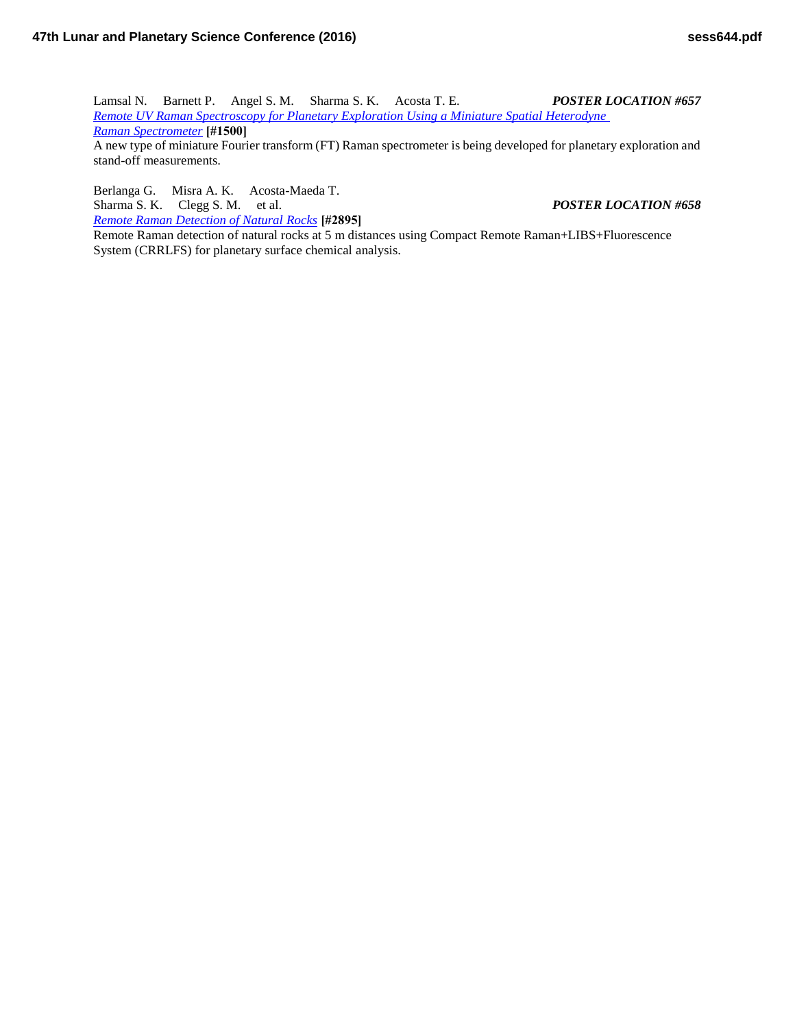Lamsal N. Barnett P. Angel S. M. Sharma S. K. Acosta T. E. ***POSTER LOCATION #657***
*Remote UV Raman Spectroscopy for Planetary Exploration Using a Miniature Spatial Heterodyne Raman Spectrometer* **[#1500]**
A new type of miniature Fourier transform (FT) Raman spectrometer is being developed for planetary exploration and stand-off measurements.

Berlanga G. Misra A. K. Acosta-Maeda T.
Sharma S. K. Clegg S. M. et al. ***POSTER LOCATION #658***
*Remote Raman Detection of Natural Rocks* **[#2895]**
Remote Raman detection of natural rocks at 5 m distances using Compact Remote Raman+LIBS+Fluorescence System (CRRLFS) for planetary surface chemical analysis.